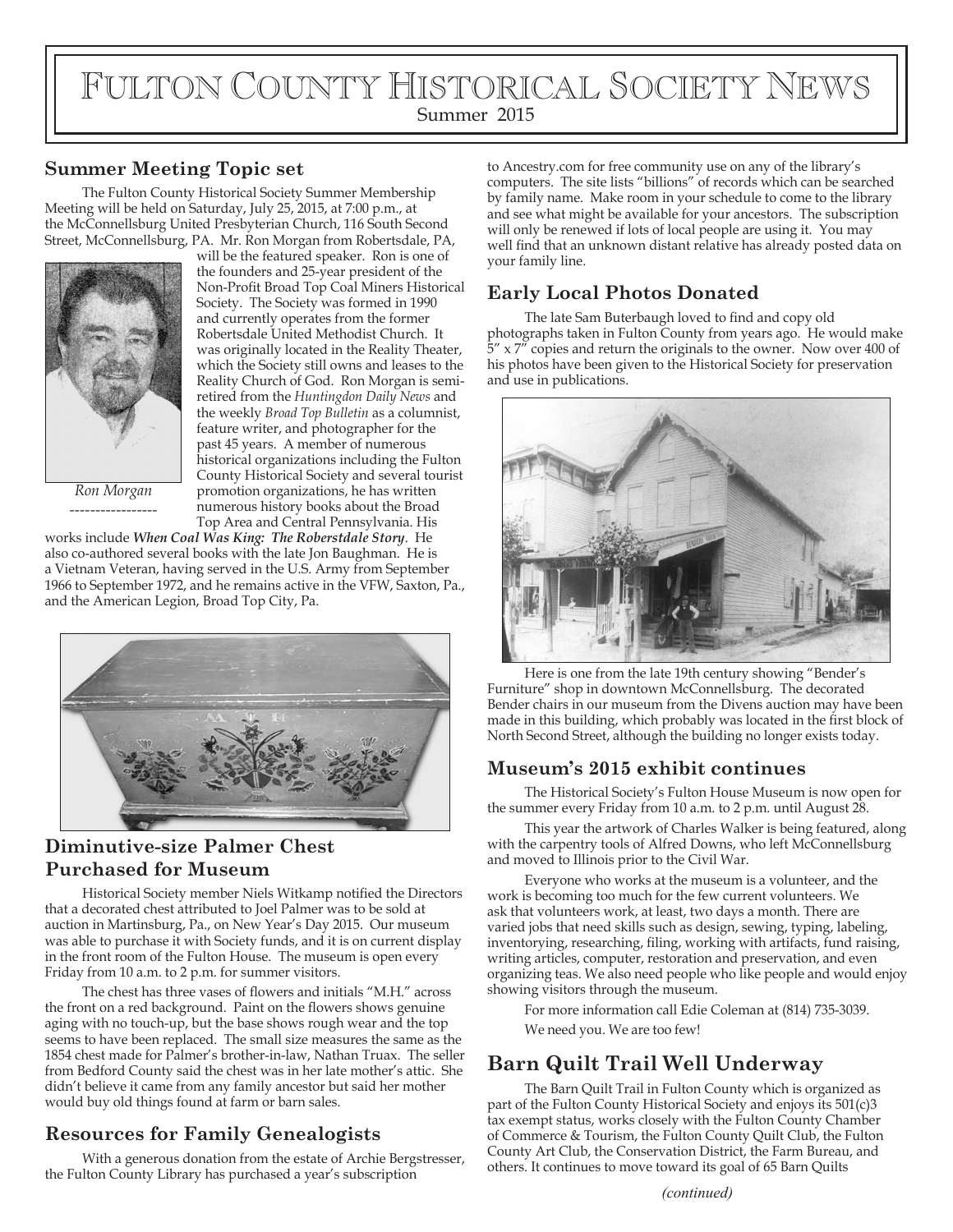# Fulton County Historical Society News

Summer 2015

## Summer Meeting Topic set

The Fulton County Historical Society Summer Membership Meeting will be held on Saturday, July 25, 2015, at 7:00 p.m., at the McConnellsburg United Presbyterian Church, 116 South Second Street, McConnellsburg, PA. Mr. Ron Morgan from Robertsdale, PA, will be the featured speaker. Ron is one of the founders and 25-year president of the Non-Profit Broad Top Coal Miners Historical Society. The Society was formed in 1990 and currently operates from the former Robertsdale United Methodist Church. It was originally located in the Reality Theater, which the Society still owns and leases to the Reality Church of God. Ron Morgan is semi-retired from the *Huntingdon Daily News* and the weekly *Broad Top Bulletin* as a columnist, feature writer, and photographer for the past 45 years. A member of numerous historical organizations including the Fulton County Historical Society and several tourist promotion organizations, he has written numerous history books about the Broad Top Area and Central Pennsylvania. His works include ***When Coal Was King: The Roberstdale Story***. He also co-authored several books with the late Jon Baughman. He is a Vietnam Veteran, having served in the U.S. Army from September 1966 to September 1972, and he remains active in the VFW, Saxton, Pa., and the American Legion, Broad Top City, Pa.

*Ron Morgan*

## Diminutive-size Palmer Chest Purchased for Museum

Historical Society member Niels Witkamp notified the Directors that a decorated chest attributed to Joel Palmer was to be sold at auction in Martinsburg, Pa., on New Year's Day 2015. Our museum was able to purchase it with Society funds, and it is on current display in the front room of the Fulton House. The museum is open every Friday from 10 a.m. to 2 p.m. for summer visitors.

The chest has three vases of flowers and initials "M.H." across the front on a red background. Paint on the flowers shows genuine aging with no touch-up, but the base shows rough wear and the top seems to have been replaced. The small size measures the same as the 1854 chest made for Palmer's brother-in-law, Nathan Truax. The seller from Bedford County said the chest was in her late mother's attic. She didn't believe it came from any family ancestor but said her mother would buy old things found at farm or barn sales.

## Resources for Family Genealogists

With a generous donation from the estate of Archie Bergstresser, the Fulton County Library has purchased a year's subscription to Ancestry.com for free community use on any of the library's computers. The site lists "billions" of records which can be searched by family name. Make room in your schedule to come to the library and see what might be available for your ancestors. The subscription will only be renewed if lots of local people are using it. You may well find that an unknown distant relative has already posted data on your family line.

## Early Local Photos Donated

The late Sam Buterbaugh loved to find and copy old photographs taken in Fulton County from years ago. He would make 5" x 7" copies and return the originals to the owner. Now over 400 of his photos have been given to the Historical Society for preservation and use in publications.

Here is one from the late 19th century showing "Bender's Furniture" shop in downtown McConnellsburg. The decorated Bender chairs in our museum from the Divens auction may have been made in this building, which probably was located in the first block of North Second Street, although the building no longer exists today.

## Museum's 2015 exhibit continues

The Historical Society's Fulton House Museum is now open for the summer every Friday from 10 a.m. to 2 p.m. until August 28.

This year the artwork of Charles Walker is being featured, along with the carpentry tools of Alfred Downs, who left McConnellsburg and moved to Illinois prior to the Civil War.

Everyone who works at the museum is a volunteer, and the work is becoming too much for the few current volunteers. We ask that volunteers work, at least, two days a month. There are varied jobs that need skills such as design, sewing, typing, labeling, inventorying, researching, filing, working with artifacts, fund raising, writing articles, computer, restoration and preservation, and even organizing teas. We also need people who like people and would enjoy showing visitors through the museum.

For more information call Edie Coleman at (814) 735-3039.

We need you. We are too few!

## Barn Quilt Trail Well Underway

The Barn Quilt Trail in Fulton County which is organized as part of the Fulton County Historical Society and enjoys its 501(c)3 tax exempt status, works closely with the Fulton County Chamber of Commerce & Tourism, the Fulton County Quilt Club, the Fulton County Art Club, the Conservation District, the Farm Bureau, and others. It continues to move toward its goal of 65 Barn Quilts

*(continued)*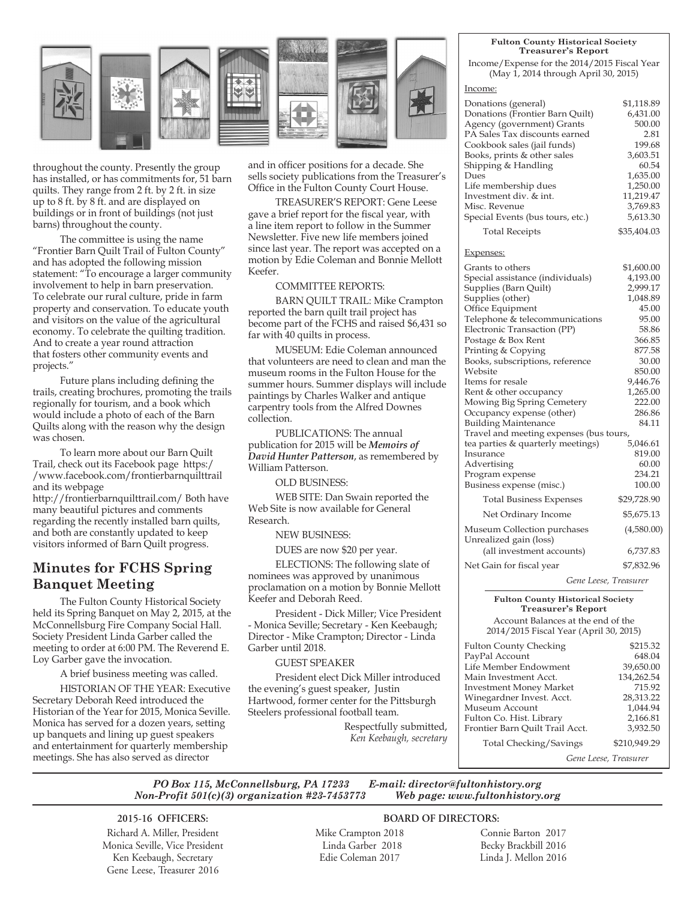throughout the county. Presently the group has installed, or has commitments for, 51 barn quilts. They range from 2 ft. by 2 ft. in size up to 8 ft. by 8 ft. and are displayed on buildings or in front of buildings (not just barns) throughout the county.

The committee is using the name "Frontier Barn Quilt Trail of Fulton County" and has adopted the following mission statement: "To encourage a larger community involvement to help in barn preservation. To celebrate our rural culture, pride in farm property and conservation. To educate youth and visitors on the value of the agricultural economy. To celebrate the quilting tradition. And to create a year round attraction that fosters other community events and projects."

Future plans including defining the trails, creating brochures, promoting the trails regionally for tourism, and a book which would include a photo of each of the Barn Quilts along with the reason why the design was chosen.

To learn more about our Barn Quilt Trail, check out its Facebook page https://www.facebook.com/frontierbarnquilttrail and its webpage http://frontierbarnquilttrail.com/ Both have many beautiful pictures and comments regarding the recently installed barn quilts, and both are constantly updated to keep visitors informed of Barn Quilt progress.

## Minutes for FCHS Spring Banquet Meeting

The Fulton County Historical Society held its Spring Banquet on May 2, 2015, at the McConnellsburg Fire Company Social Hall. Society President Linda Garber called the meeting to order at 6:00 PM. The Reverend E. Loy Garber gave the invocation.

A brief business meeting was called.

HISTORIAN OF THE YEAR: Executive Secretary Deborah Reed introduced the Historian of the Year for 2015, Monica Seville. Monica has served for a dozen years, setting up banquets and lining up guest speakers and entertainment for quarterly membership meetings. She has also served as director and in officer positions for a decade. She sells society publications from the Treasurer's Office in the Fulton County Court House.

TREASURER'S REPORT: Gene Leese gave a brief report for the fiscal year, with a line item report to follow in the Summer Newsletter. Five new life members joined since last year. The report was accepted on a motion by Edie Coleman and Bonnie Mellott Keefer.

COMMITTEE REPORTS:

BARN QUILT TRAIL: Mike Crampton reported the barn quilt trail project has become part of the FCHS and raised $6,431 so far with 40 quilts in process.

MUSEUM: Edie Coleman announced that volunteers are need to clean and man the museum rooms in the Fulton House for the summer hours. Summer displays will include paintings by Charles Walker and antique carpentry tools from the Alfred Downes collection.

PUBLICATIONS: The annual publication for 2015 will be ***Memoirs of David Hunter Patterson***, as remembered by William Patterson.

OLD BUSINESS:

WEB SITE: Dan Swain reported the Web Site is now available for General Research.

NEW BUSINESS:

DUES are now $20 per year.

ELECTIONS: The following slate of nominees was approved by unanimous proclamation on a motion by Bonnie Mellott Keefer and Deborah Reed.

President - Dick Miller; Vice President - Monica Seville; Secretary - Ken Keebaugh; Director - Mike Crampton; Director - Linda Garber until 2018.

GUEST SPEAKER

President elect Dick Miller introduced the evening's guest speaker, Justin Hartwood, former center for the Pittsburgh Steelers professional football team.

Respectfully submitted,
*Ken Keebaugh, secretary*

**Fulton County Historical Society Treasurer's Report**

Income/Expense for the 2014/2015 Fiscal Year (May 1, 2014 through April 30, 2015)

| | |
|---|---|
| Income: | |
| Donations (general) | $1,118.89 |
| Donations (Frontier Barn Quilt) | 6,431.00 |
| Agency (government) Grants | 500.00 |
| PA Sales Tax discounts earned | 2.81 |
| Cookbook sales (jail funds) | 199.68 |
| Books, prints & other sales | 3,603.51 |
| Shipping & Handling | 60.54 |
| Dues | 1,635.00 |
| Life membership dues | 1,250.00 |
| Investment div. & int. | 11,219.47 |
| Misc. Revenue | 3,769.83 |
| Special Events (bus tours, etc.) | 5,613.30 |
| Total Receipts | $35,404.03 |
| Expenses: | |
| Grants to others | $1,600.00 |
| Special assistance (individuals) | 4,193.00 |
| Supplies (Barn Quilt) | 2,999.17 |
| Supplies (other) | 1,048.89 |
| Office Equipment | 45.00 |
| Telephone & telecommunications | 95.00 |
| Electronic Transaction (PP) | 58.86 |
| Postage & Box Rent | 366.85 |
| Printing & Copying | 877.58 |
| Books, subscriptions, reference | 30.00 |
| Website | 850.00 |
| Items for resale | 9,446.76 |
| Rent & other occupancy | 1,265.00 |
| Mowing Big Spring Cemetery | 222.00 |
| Occupancy expense (other) | 286.86 |
| Building Maintenance | 84.11 |
| Travel and meeting expenses (bus tours, tea parties & quarterly meetings) | 5,046.61 |
| Insurance | 819.00 |
| Advertising | 60.00 |
| Program expense | 234.21 |
| Business expense (misc.) | 100.00 |
| Total Business Expenses | $29,728.90 |
| Net Ordinary Income | $5,675.13 |
| Museum Collection purchases | (4,580.00) |
| Unrealized gain (loss) (all investment accounts) | 6,737.83 |
| Net Gain for fiscal year | $7,832.96 |

*Gene Leese, Treasurer*

**Fulton County Historical Society Treasurer's Report**

Account Balances at the end of the 2014/2015 Fiscal Year (April 30, 2015)

| | |
|---|---|
| Fulton County Checking | $215.32 |
| PayPal Account | 648.04 |
| Life Member Endowment | 39,650.00 |
| Main Investment Acct. | 134,262.54 |
| Investment Money Market | 715.92 |
| Winegardner Invest. Acct. | 28,313.22 |
| Museum Account | 1,044.94 |
| Fulton Co. Hist. Library | 2,166.81 |
| Frontier Barn Quilt Trail Acct. | 3,932.50 |
| Total Checking/Savings | $210,949.29 |

*Gene Leese, Treasurer*

*PO Box 115, McConnellsburg, PA 17233 E-mail: director@fultonhistory.org*
*Non-Profit 501(c)(3) organization #23-7453773 Web page: www.fultonhistory.org*

**2015-16 OFFICERS:**

Richard A. Miller, President
Monica Seville, Vice President
Ken Keebaugh, Secretary
Gene Leese, Treasurer 2016

**BOARD OF DIRECTORS:**

Mike Crampton 2018
Linda Garber 2018
Edie Coleman 2017
Connie Barton 2017
Becky Brackbill 2016
Linda J. Mellon 2016